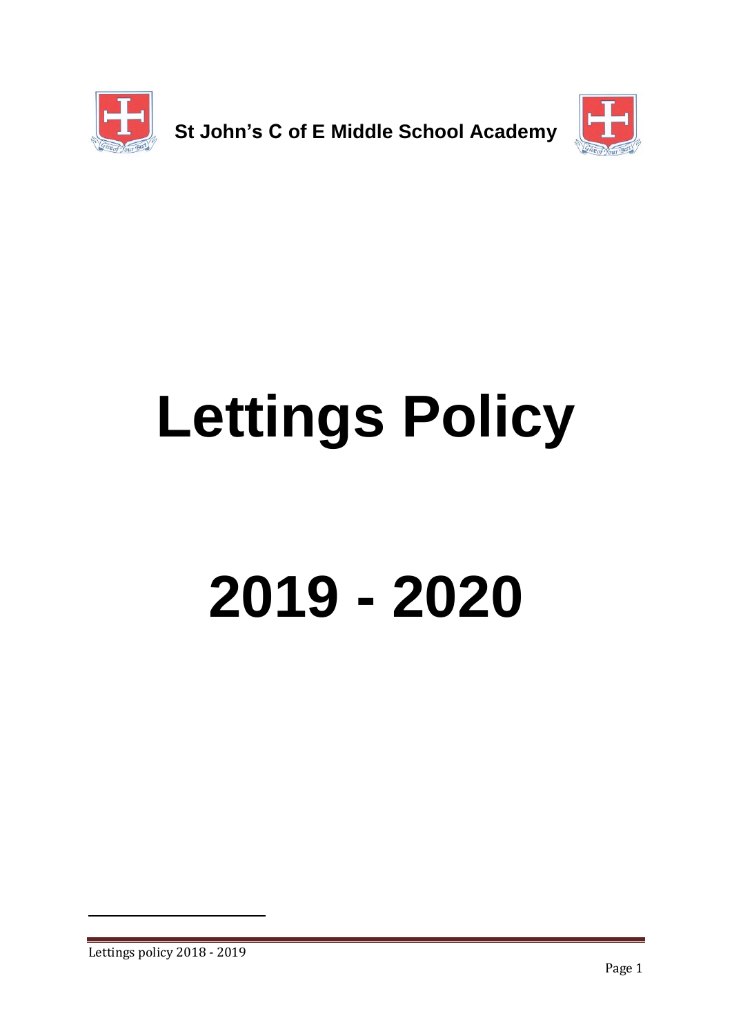**St John's C of E Middle School Academy**

# Lettings Policy

# 2019 - 2020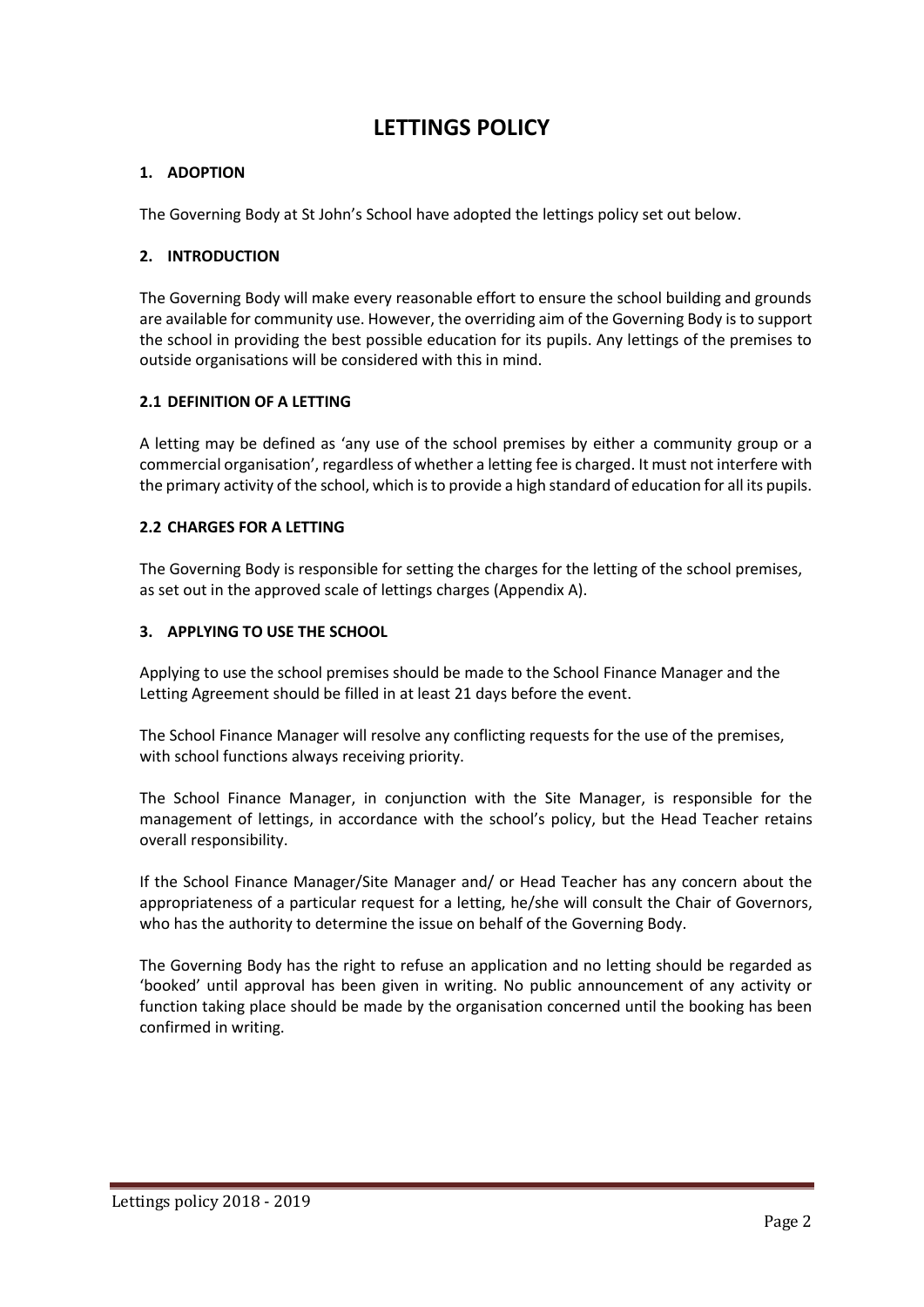# LETTINGS POLICY

## 1. ADOPTION

The Governing Body at St John's School have adopted the lettings policy set out below.

## 2. INTRODUCTION

The Governing Body will make every reasonable effort to ensure the school building and grounds are available for community use. However, the overriding aim of the Governing Body is to support the school in providing the best possible education for its pupils. Any lettings of the premises to outside organisations will be considered with this in mind.

### 2.1 DEFINITION OF A LETTING

A letting may be defined as 'any use of the school premises by either a community group or a commercial organisation', regardless of whether a letting fee is charged. It must not interfere with the primary activity of the school, which is to provide a high standard of education for all its pupils.

### 2.2 CHARGES FOR A LETTING

The Governing Body is responsible for setting the charges for the letting of the school premises, as set out in the approved scale of lettings charges (Appendix A).

## 3. APPLYING TO USE THE SCHOOL

Applying to use the school premises should be made to the School Finance Manager and the Letting Agreement should be filled in at least 21 days before the event.

The School Finance Manager will resolve any conflicting requests for the use of the premises, with school functions always receiving priority.

The School Finance Manager, in conjunction with the Site Manager, is responsible for the management of lettings, in accordance with the school's policy, but the Head Teacher retains overall responsibility.

If the School Finance Manager/Site Manager and/ or Head Teacher has any concern about the appropriateness of a particular request for a letting, he/she will consult the Chair of Governors, who has the authority to determine the issue on behalf of the Governing Body.

The Governing Body has the right to refuse an application and no letting should be regarded as 'booked' until approval has been given in writing. No public announcement of any activity or function taking place should be made by the organisation concerned until the booking has been confirmed in writing.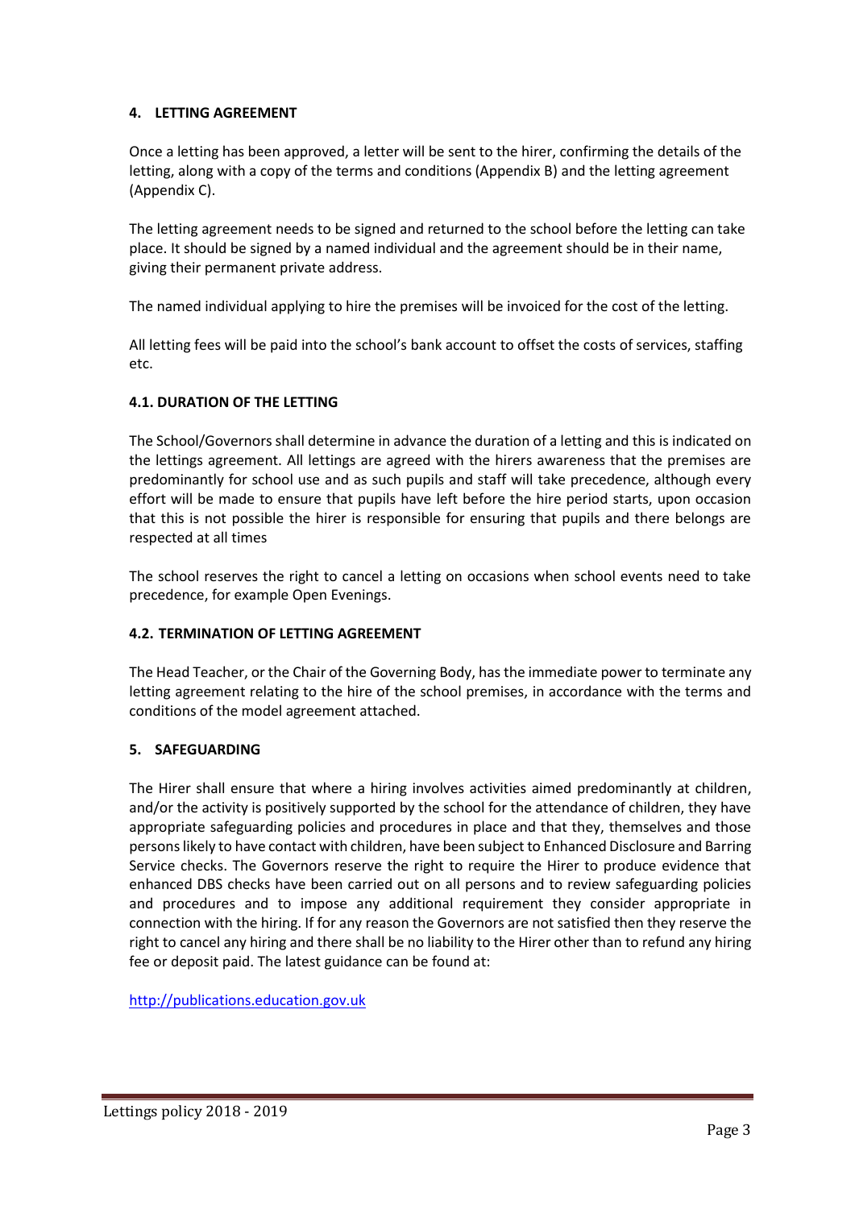## 4. LETTING AGREEMENT

Once a letting has been approved, a letter will be sent to the hirer, confirming the details of the letting, along with a copy of the terms and conditions (Appendix B) and the letting agreement (Appendix C).

The letting agreement needs to be signed and returned to the school before the letting can take place. It should be signed by a named individual and the agreement should be in their name, giving their permanent private address.

The named individual applying to hire the premises will be invoiced for the cost of the letting.

All letting fees will be paid into the school's bank account to offset the costs of services, staffing etc.

### 4.1. DURATION OF THE LETTING

The School/Governors shall determine in advance the duration of a letting and this is indicated on the lettings agreement. All lettings are agreed with the hirers awareness that the premises are predominantly for school use and as such pupils and staff will take precedence, although every effort will be made to ensure that pupils have left before the hire period starts, upon occasion that this is not possible the hirer is responsible for ensuring that pupils and there belongs are respected at all times

The school reserves the right to cancel a letting on occasions when school events need to take precedence, for example Open Evenings.

### 4.2. TERMINATION OF LETTING AGREEMENT

The Head Teacher, or the Chair of the Governing Body, has the immediate power to terminate any letting agreement relating to the hire of the school premises, in accordance with the terms and conditions of the model agreement attached.

## 5. SAFEGUARDING

The Hirer shall ensure that where a hiring involves activities aimed predominantly at children, and/or the activity is positively supported by the school for the attendance of children, they have appropriate safeguarding policies and procedures in place and that they, themselves and those persons likely to have contact with children, have been subject to Enhanced Disclosure and Barring Service checks. The Governors reserve the right to require the Hirer to produce evidence that enhanced DBS checks have been carried out on all persons and to review safeguarding policies and procedures and to impose any additional requirement they consider appropriate in connection with the hiring. If for any reason the Governors are not satisfied then they reserve the right to cancel any hiring and there shall be no liability to the Hirer other than to refund any hiring fee or deposit paid. The latest guidance can be found at:

http://publications.education.gov.uk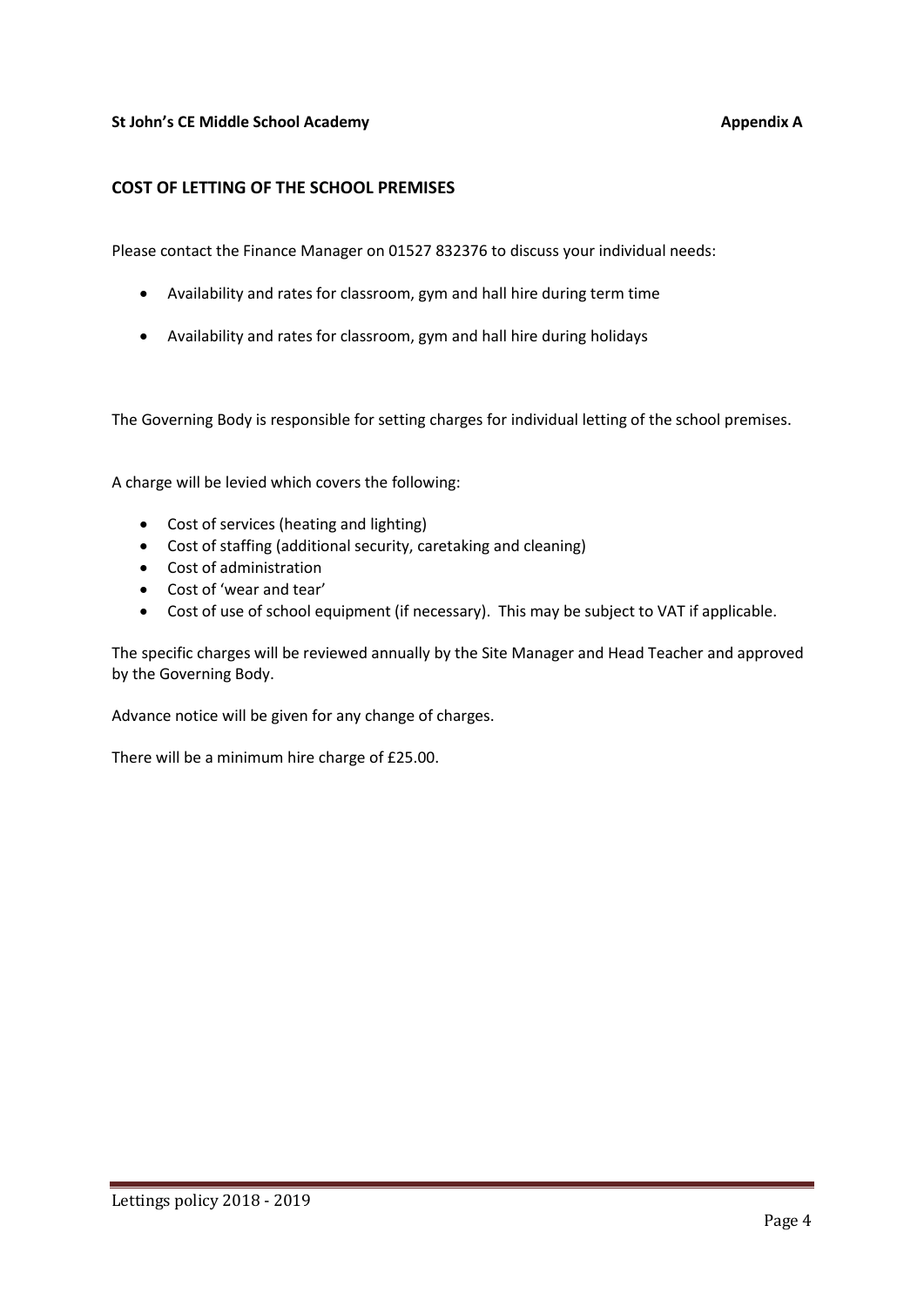**St John's CE Middle School Academy** **Appendix A**

## COST OF LETTING OF THE SCHOOL PREMISES

Please contact the Finance Manager on 01527 832376 to discuss your individual needs:

- Availability and rates for classroom, gym and hall hire during term time
- Availability and rates for classroom, gym and hall hire during holidays

The Governing Body is responsible for setting charges for individual letting of the school premises.

A charge will be levied which covers the following:

- Cost of services (heating and lighting)
- Cost of staffing (additional security, caretaking and cleaning)
- Cost of administration
- Cost of 'wear and tear'
- Cost of use of school equipment (if necessary). This may be subject to VAT if applicable.

The specific charges will be reviewed annually by the Site Manager and Head Teacher and approved by the Governing Body.

Advance notice will be given for any change of charges.

There will be a minimum hire charge of £25.00.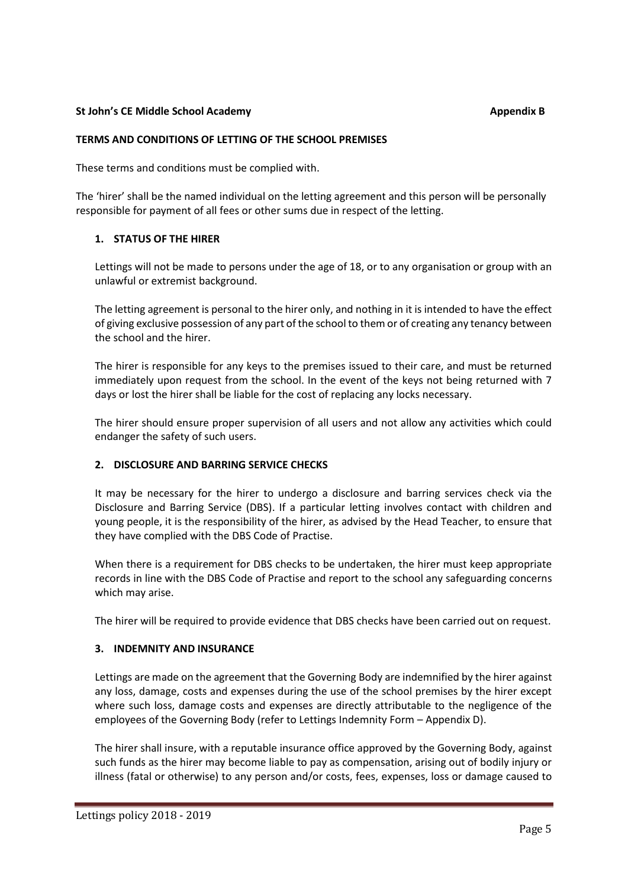**St John's CE Middle School Academy** **Appendix B**

**TERMS AND CONDITIONS OF LETTING OF THE SCHOOL PREMISES**

These terms and conditions must be complied with.

The 'hirer' shall be the named individual on the letting agreement and this person will be personally responsible for payment of all fees or other sums due in respect of the letting.

**1. STATUS OF THE HIRER**

Lettings will not be made to persons under the age of 18, or to any organisation or group with an unlawful or extremist background.

The letting agreement is personal to the hirer only, and nothing in it is intended to have the effect of giving exclusive possession of any part of the school to them or of creating any tenancy between the school and the hirer.

The hirer is responsible for any keys to the premises issued to their care, and must be returned immediately upon request from the school. In the event of the keys not being returned with 7 days or lost the hirer shall be liable for the cost of replacing any locks necessary.

The hirer should ensure proper supervision of all users and not allow any activities which could endanger the safety of such users.

**2. DISCLOSURE AND BARRING SERVICE CHECKS**

It may be necessary for the hirer to undergo a disclosure and barring services check via the Disclosure and Barring Service (DBS). If a particular letting involves contact with children and young people, it is the responsibility of the hirer, as advised by the Head Teacher, to ensure that they have complied with the DBS Code of Practise.

When there is a requirement for DBS checks to be undertaken, the hirer must keep appropriate records in line with the DBS Code of Practise and report to the school any safeguarding concerns which may arise.

The hirer will be required to provide evidence that DBS checks have been carried out on request.

**3. INDEMNITY AND INSURANCE**

Lettings are made on the agreement that the Governing Body are indemnified by the hirer against any loss, damage, costs and expenses during the use of the school premises by the hirer except where such loss, damage costs and expenses are directly attributable to the negligence of the employees of the Governing Body (refer to Lettings Indemnity Form – Appendix D).

The hirer shall insure, with a reputable insurance office approved by the Governing Body, against such funds as the hirer may become liable to pay as compensation, arising out of bodily injury or illness (fatal or otherwise) to any person and/or costs, fees, expenses, loss or damage caused to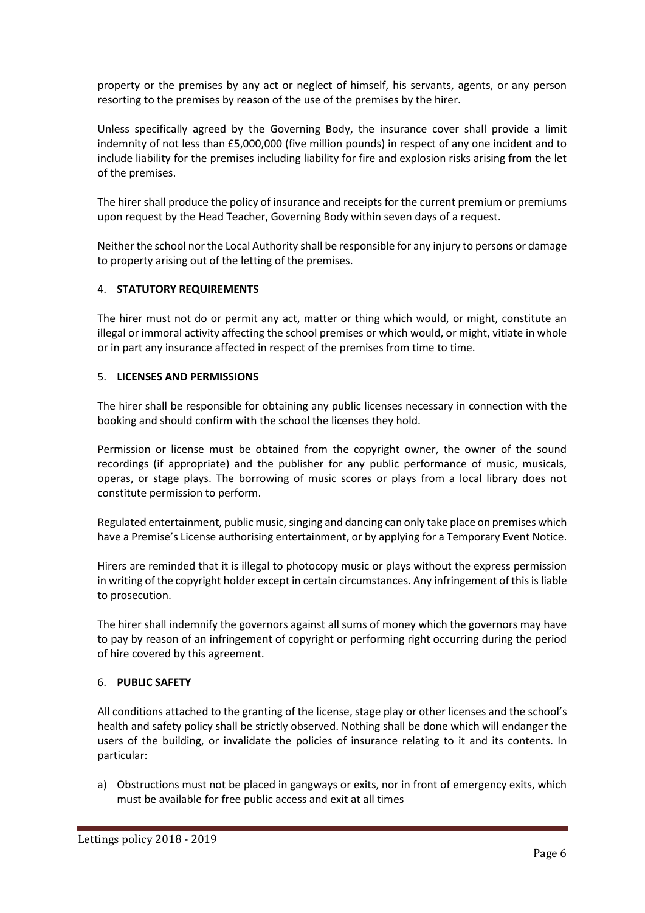property or the premises by any act or neglect of himself, his servants, agents, or any person resorting to the premises by reason of the use of the premises by the hirer.

Unless specifically agreed by the Governing Body, the insurance cover shall provide a limit indemnity of not less than £5,000,000 (five million pounds) in respect of any one incident and to include liability for the premises including liability for fire and explosion risks arising from the let of the premises.

The hirer shall produce the policy of insurance and receipts for the current premium or premiums upon request by the Head Teacher, Governing Body within seven days of a request.

Neither the school nor the Local Authority shall be responsible for any injury to persons or damage to property arising out of the letting of the premises.

4. **STATUTORY REQUIREMENTS**

The hirer must not do or permit any act, matter or thing which would, or might, constitute an illegal or immoral activity affecting the school premises or which would, or might, vitiate in whole or in part any insurance affected in respect of the premises from time to time.

5. **LICENSES AND PERMISSIONS**

The hirer shall be responsible for obtaining any public licenses necessary in connection with the booking and should confirm with the school the licenses they hold.

Permission or license must be obtained from the copyright owner, the owner of the sound recordings (if appropriate) and the publisher for any public performance of music, musicals, operas, or stage plays. The borrowing of music scores or plays from a local library does not constitute permission to perform.

Regulated entertainment, public music, singing and dancing can only take place on premises which have a Premise's License authorising entertainment, or by applying for a Temporary Event Notice.

Hirers are reminded that it is illegal to photocopy music or plays without the express permission in writing of the copyright holder except in certain circumstances. Any infringement of this is liable to prosecution.

The hirer shall indemnify the governors against all sums of money which the governors may have to pay by reason of an infringement of copyright or performing right occurring during the period of hire covered by this agreement.

6. **PUBLIC SAFETY**

All conditions attached to the granting of the license, stage play or other licenses and the school's health and safety policy shall be strictly observed. Nothing shall be done which will endanger the users of the building, or invalidate the policies of insurance relating to it and its contents. In particular:

a) Obstructions must not be placed in gangways or exits, nor in front of emergency exits, which must be available for free public access and exit at all times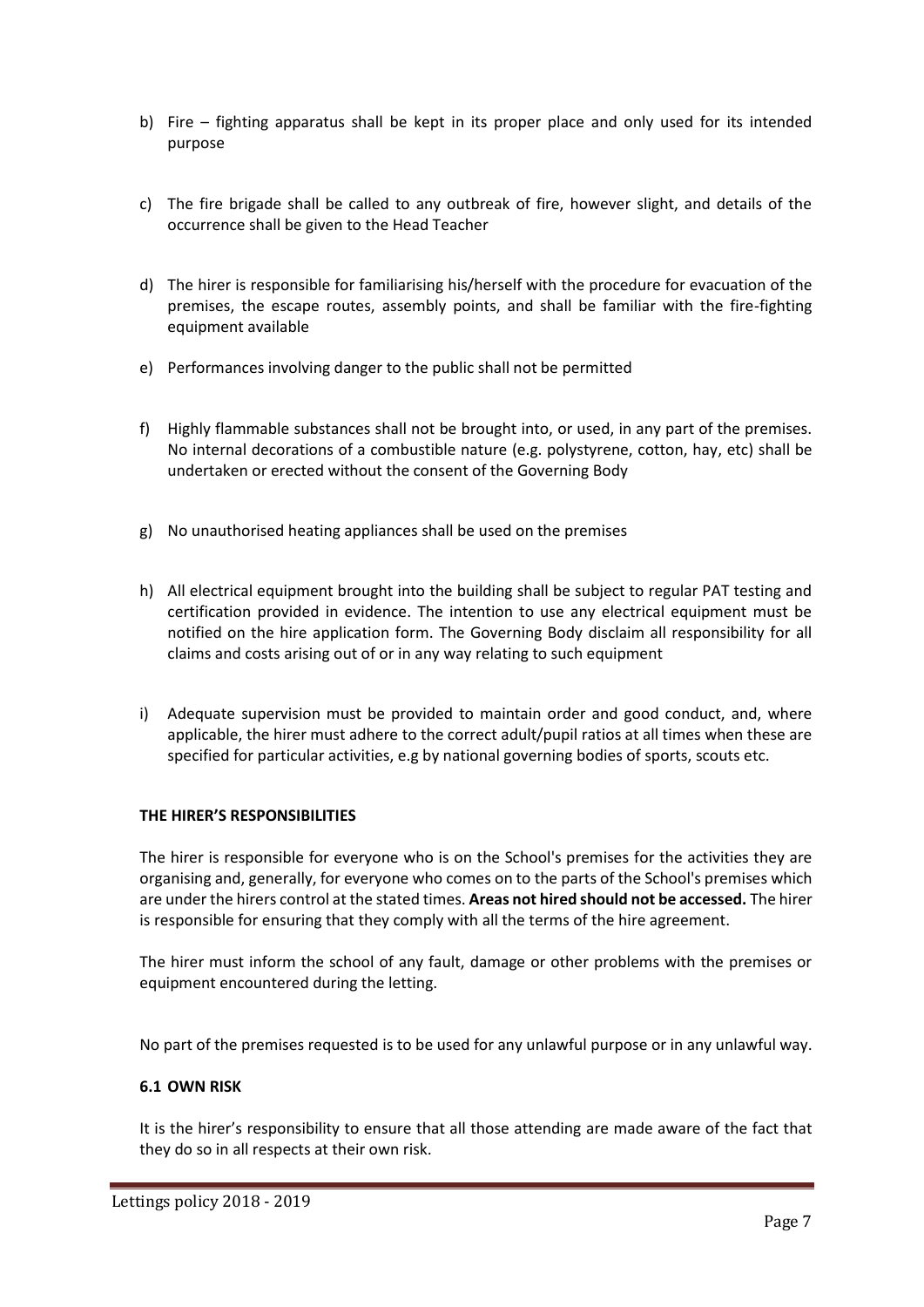b) Fire – fighting apparatus shall be kept in its proper place and only used for its intended purpose

c) The fire brigade shall be called to any outbreak of fire, however slight, and details of the occurrence shall be given to the Head Teacher

d) The hirer is responsible for familiarising his/herself with the procedure for evacuation of the premises, the escape routes, assembly points, and shall be familiar with the fire-fighting equipment available

e) Performances involving danger to the public shall not be permitted

f) Highly flammable substances shall not be brought into, or used, in any part of the premises. No internal decorations of a combustible nature (e.g. polystyrene, cotton, hay, etc) shall be undertaken or erected without the consent of the Governing Body

g) No unauthorised heating appliances shall be used on the premises

h) All electrical equipment brought into the building shall be subject to regular PAT testing and certification provided in evidence. The intention to use any electrical equipment must be notified on the hire application form. The Governing Body disclaim all responsibility for all claims and costs arising out of or in any way relating to such equipment

i) Adequate supervision must be provided to maintain order and good conduct, and, where applicable, the hirer must adhere to the correct adult/pupil ratios at all times when these are specified for particular activities, e.g by national governing bodies of sports, scouts etc.

**THE HIRER'S RESPONSIBILITIES**

The hirer is responsible for everyone who is on the School's premises for the activities they are organising and, generally, for everyone who comes on to the parts of the School's premises which are under the hirers control at the stated times. **Areas not hired should not be accessed.** The hirer is responsible for ensuring that they comply with all the terms of the hire agreement.

The hirer must inform the school of any fault, damage or other problems with the premises or equipment encountered during the letting.

No part of the premises requested is to be used for any unlawful purpose or in any unlawful way.

**6.1 OWN RISK**

It is the hirer's responsibility to ensure that all those attending are made aware of the fact that they do so in all respects at their own risk.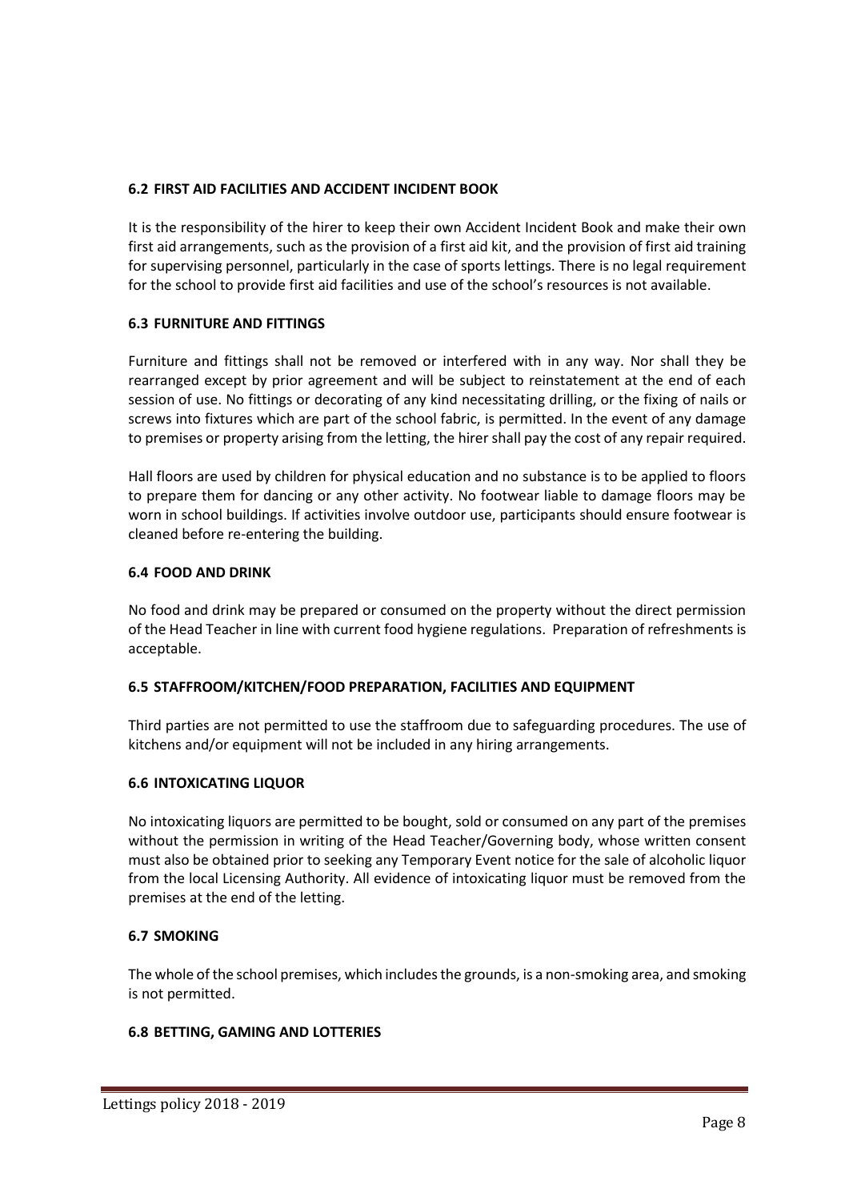### 6.2 FIRST AID FACILITIES AND ACCIDENT INCIDENT BOOK

It is the responsibility of the hirer to keep their own Accident Incident Book and make their own first aid arrangements, such as the provision of a first aid kit, and the provision of first aid training for supervising personnel, particularly in the case of sports lettings. There is no legal requirement for the school to provide first aid facilities and use of the school's resources is not available.

### 6.3 FURNITURE AND FITTINGS

Furniture and fittings shall not be removed or interfered with in any way. Nor shall they be rearranged except by prior agreement and will be subject to reinstatement at the end of each session of use. No fittings or decorating of any kind necessitating drilling, or the fixing of nails or screws into fixtures which are part of the school fabric, is permitted. In the event of any damage to premises or property arising from the letting, the hirer shall pay the cost of any repair required.

Hall floors are used by children for physical education and no substance is to be applied to floors to prepare them for dancing or any other activity. No footwear liable to damage floors may be worn in school buildings. If activities involve outdoor use, participants should ensure footwear is cleaned before re-entering the building.

### 6.4 FOOD AND DRINK

No food and drink may be prepared or consumed on the property without the direct permission of the Head Teacher in line with current food hygiene regulations. Preparation of refreshments is acceptable.

### 6.5 STAFFROOM/KITCHEN/FOOD PREPARATION, FACILITIES AND EQUIPMENT

Third parties are not permitted to use the staffroom due to safeguarding procedures. The use of kitchens and/or equipment will not be included in any hiring arrangements.

### 6.6 INTOXICATING LIQUOR

No intoxicating liquors are permitted to be bought, sold or consumed on any part of the premises without the permission in writing of the Head Teacher/Governing body, whose written consent must also be obtained prior to seeking any Temporary Event notice for the sale of alcoholic liquor from the local Licensing Authority. All evidence of intoxicating liquor must be removed from the premises at the end of the letting.

### 6.7 SMOKING

The whole of the school premises, which includes the grounds, is a non-smoking area, and smoking is not permitted.

### 6.8 BETTING, GAMING AND LOTTERIES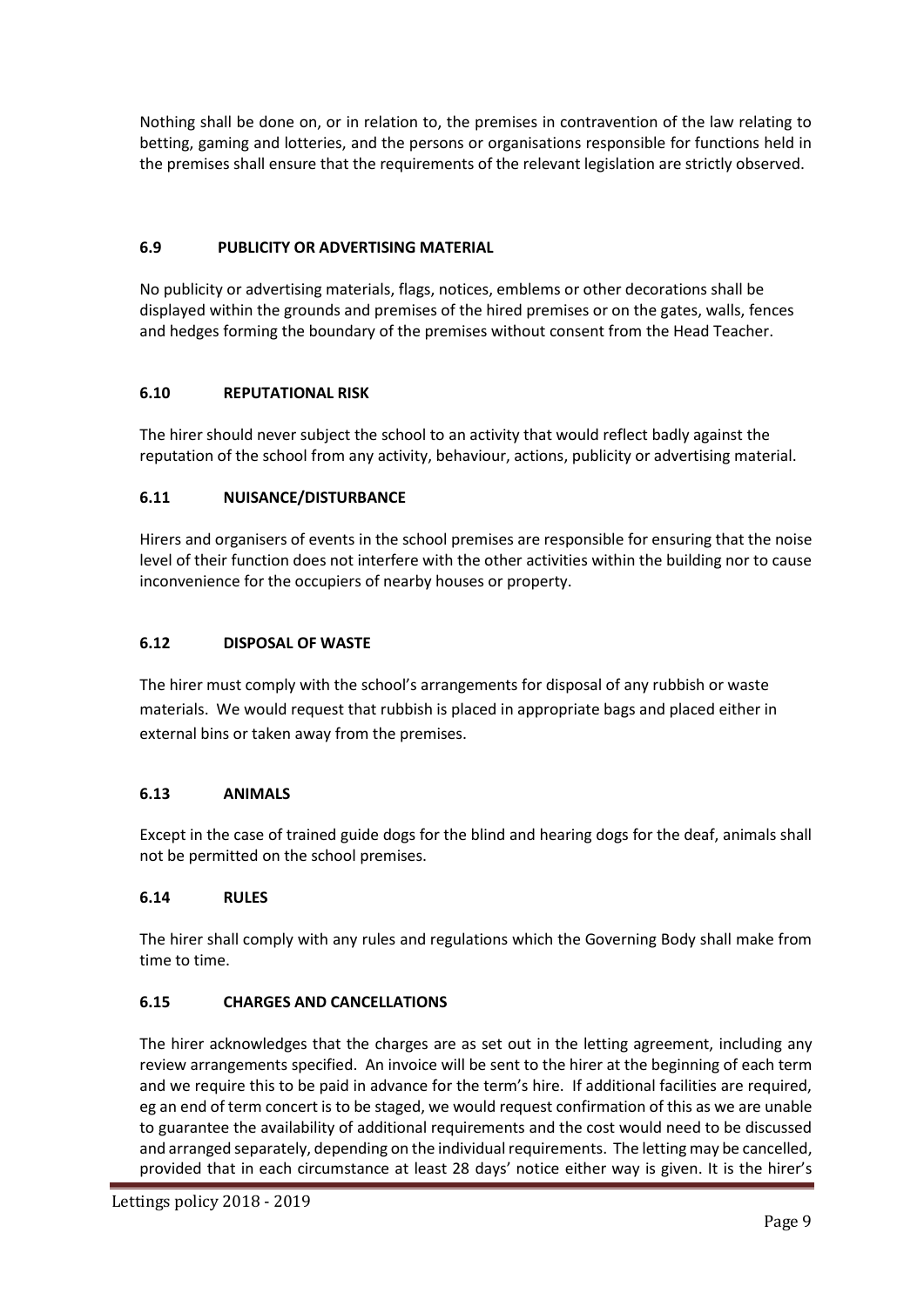Nothing shall be done on, or in relation to, the premises in contravention of the law relating to betting, gaming and lotteries, and the persons or organisations responsible for functions held in the premises shall ensure that the requirements of the relevant legislation are strictly observed.

### 6.9 PUBLICITY OR ADVERTISING MATERIAL

No publicity or advertising materials, flags, notices, emblems or other decorations shall be displayed within the grounds and premises of the hired premises or on the gates, walls, fences and hedges forming the boundary of the premises without consent from the Head Teacher.

### 6.10 REPUTATIONAL RISK

The hirer should never subject the school to an activity that would reflect badly against the reputation of the school from any activity, behaviour, actions, publicity or advertising material.

### 6.11 NUISANCE/DISTURBANCE

Hirers and organisers of events in the school premises are responsible for ensuring that the noise level of their function does not interfere with the other activities within the building nor to cause inconvenience for the occupiers of nearby houses or property.

### 6.12 DISPOSAL OF WASTE

The hirer must comply with the school's arrangements for disposal of any rubbish or waste materials. We would request that rubbish is placed in appropriate bags and placed either in external bins or taken away from the premises.

### 6.13 ANIMALS

Except in the case of trained guide dogs for the blind and hearing dogs for the deaf, animals shall not be permitted on the school premises.

### 6.14 RULES

The hirer shall comply with any rules and regulations which the Governing Body shall make from time to time.

### 6.15 CHARGES AND CANCELLATIONS

The hirer acknowledges that the charges are as set out in the letting agreement, including any review arrangements specified. An invoice will be sent to the hirer at the beginning of each term and we require this to be paid in advance for the term's hire. If additional facilities are required, eg an end of term concert is to be staged, we would request confirmation of this as we are unable to guarantee the availability of additional requirements and the cost would need to be discussed and arranged separately, depending on the individual requirements. The letting may be cancelled, provided that in each circumstance at least 28 days' notice either way is given. It is the hirer's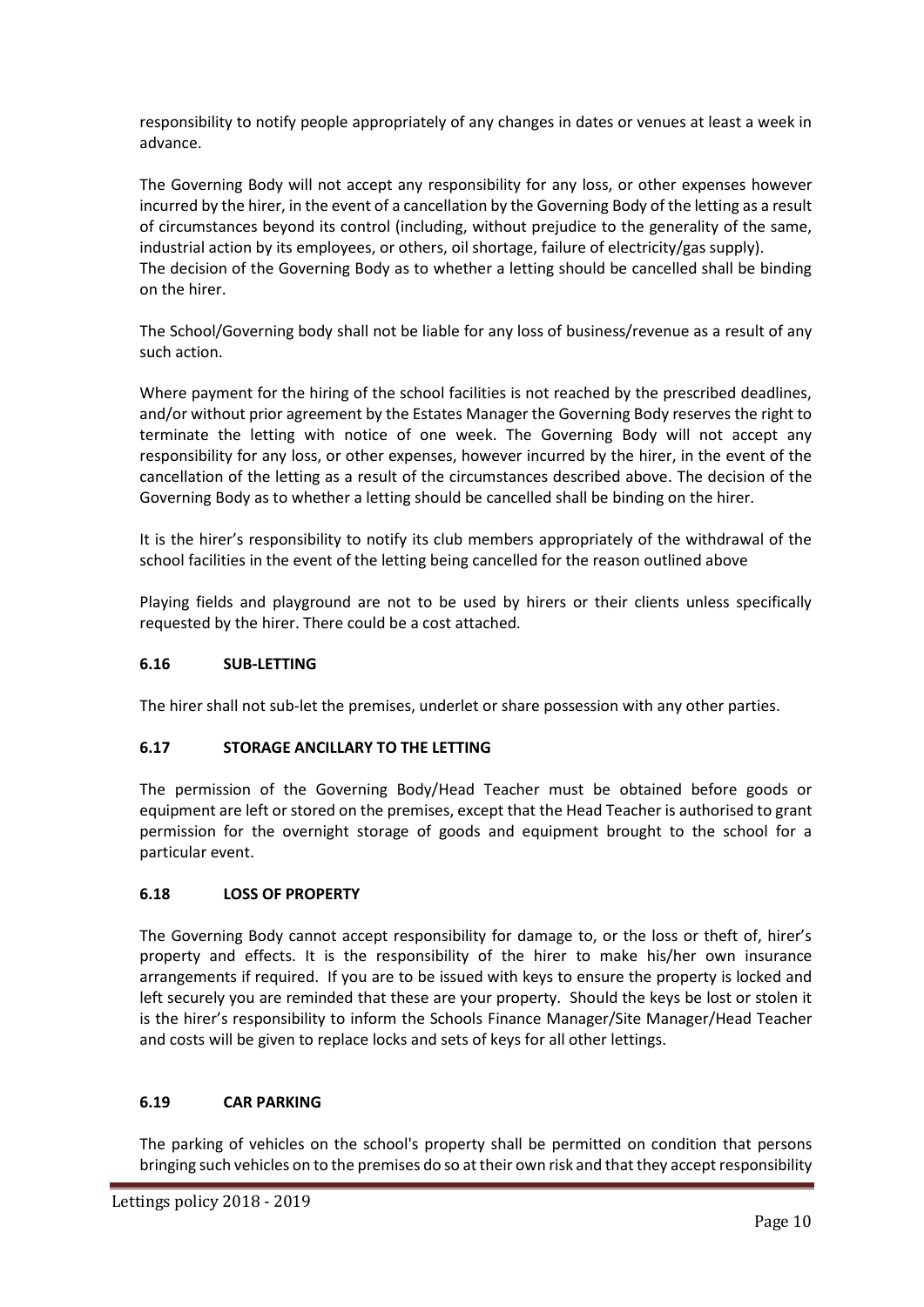responsibility to notify people appropriately of any changes in dates or venues at least a week in advance.

The Governing Body will not accept any responsibility for any loss, or other expenses however incurred by the hirer, in the event of a cancellation by the Governing Body of the letting as a result of circumstances beyond its control (including, without prejudice to the generality of the same, industrial action by its employees, or others, oil shortage, failure of electricity/gas supply).
The decision of the Governing Body as to whether a letting should be cancelled shall be binding on the hirer.

The School/Governing body shall not be liable for any loss of business/revenue as a result of any such action.

Where payment for the hiring of the school facilities is not reached by the prescribed deadlines, and/or without prior agreement by the Estates Manager the Governing Body reserves the right to terminate the letting with notice of one week. The Governing Body will not accept any responsibility for any loss, or other expenses, however incurred by the hirer, in the event of the cancellation of the letting as a result of the circumstances described above. The decision of the Governing Body as to whether a letting should be cancelled shall be binding on the hirer.

It is the hirer's responsibility to notify its club members appropriately of the withdrawal of the school facilities in the event of the letting being cancelled for the reason outlined above

Playing fields and playground are not to be used by hirers or their clients unless specifically requested by the hirer. There could be a cost attached.

### 6.16 SUB-LETTING

The hirer shall not sub-let the premises, underlet or share possession with any other parties.

### 6.17 STORAGE ANCILLARY TO THE LETTING

The permission of the Governing Body/Head Teacher must be obtained before goods or equipment are left or stored on the premises, except that the Head Teacher is authorised to grant permission for the overnight storage of goods and equipment brought to the school for a particular event.

### 6.18 LOSS OF PROPERTY

The Governing Body cannot accept responsibility for damage to, or the loss or theft of, hirer's property and effects. It is the responsibility of the hirer to make his/her own insurance arrangements if required. If you are to be issued with keys to ensure the property is locked and left securely you are reminded that these are your property. Should the keys be lost or stolen it is the hirer's responsibility to inform the Schools Finance Manager/Site Manager/Head Teacher and costs will be given to replace locks and sets of keys for all other lettings.

### 6.19 CAR PARKING

The parking of vehicles on the school's property shall be permitted on condition that persons bringing such vehicles on to the premises do so at their own risk and that they accept responsibility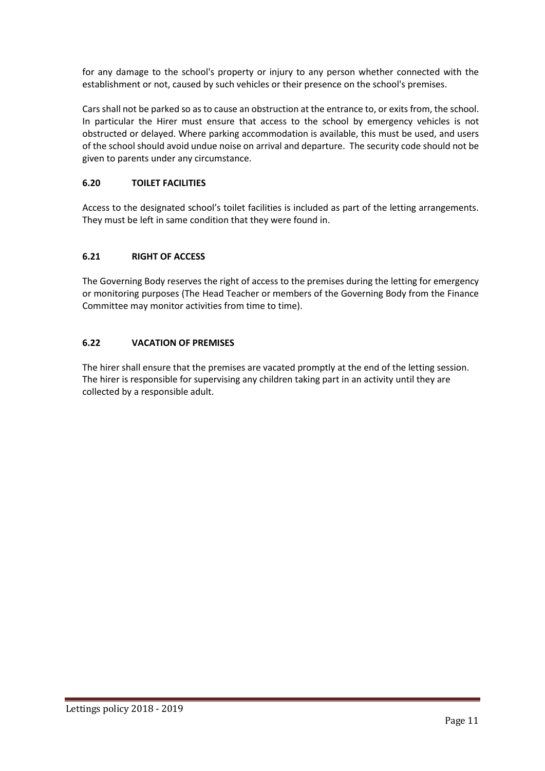for any damage to the school's property or injury to any person whether connected with the establishment or not, caused by such vehicles or their presence on the school's premises.

Cars shall not be parked so as to cause an obstruction at the entrance to, or exits from, the school. In particular the Hirer must ensure that access to the school by emergency vehicles is not obstructed or delayed. Where parking accommodation is available, this must be used, and users of the school should avoid undue noise on arrival and departure. The security code should not be given to parents under any circumstance.

### 6.20 TOILET FACILITIES

Access to the designated school's toilet facilities is included as part of the letting arrangements. They must be left in same condition that they were found in.

### 6.21 RIGHT OF ACCESS

The Governing Body reserves the right of access to the premises during the letting for emergency or monitoring purposes (The Head Teacher or members of the Governing Body from the Finance Committee may monitor activities from time to time).

### 6.22 VACATION OF PREMISES

The hirer shall ensure that the premises are vacated promptly at the end of the letting session. The hirer is responsible for supervising any children taking part in an activity until they are collected by a responsible adult.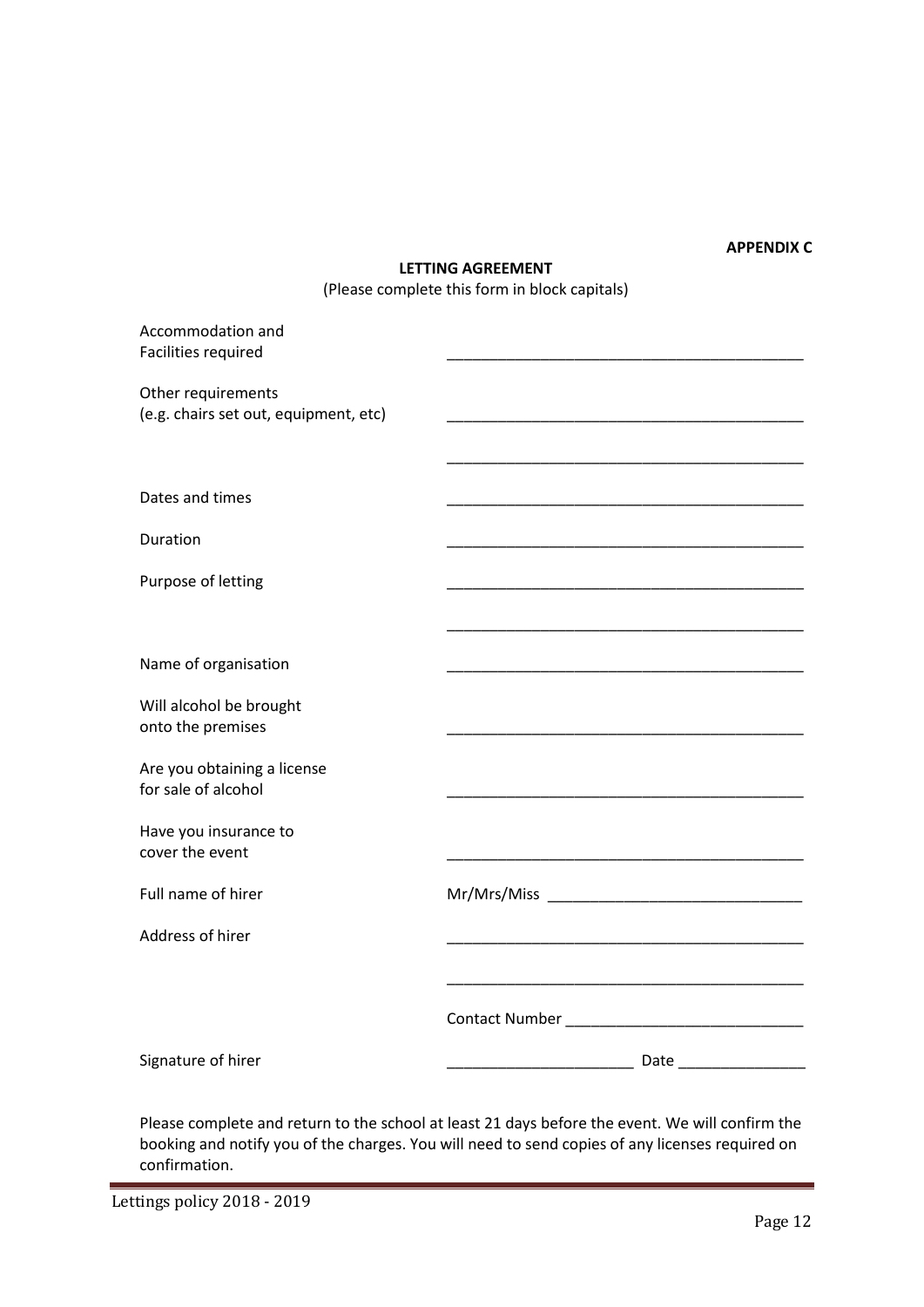**APPENDIX C**

**LETTING AGREEMENT**

(Please complete this form in block capitals)

Accommodation and Facilities required ____________________________________________

Other requirements (e.g. chairs set out, equipment, etc) ____________________________________________

____________________________________________

Dates and times ____________________________________________

Duration ____________________________________________

Purpose of letting ____________________________________________

____________________________________________

Name of organisation ____________________________________________

Will alcohol be brought onto the premises ____________________________________________

Are you obtaining a license for sale of alcohol ____________________________________________

Have you insurance to cover the event ____________________________________________

Full name of hirer Mr/Mrs/Miss ______________________________

Address of hirer ____________________________________________

____________________________________________

Contact Number ____________________________

Signature of hirer ______________________ Date _______________

Please complete and return to the school at least 21 days before the event. We will confirm the booking and notify you of the charges. You will need to send copies of any licenses required on confirmation.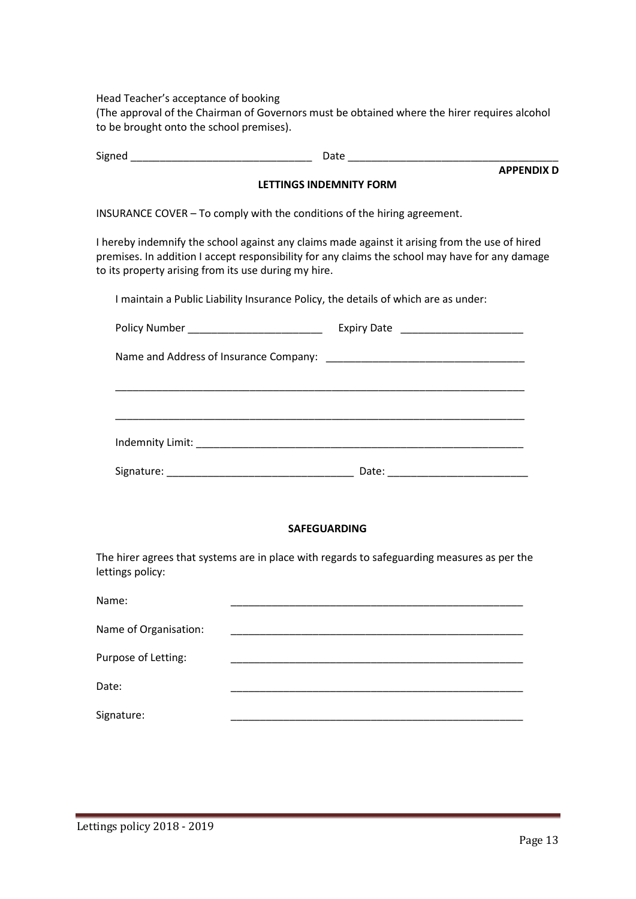Head Teacher's acceptance of booking
(The approval of the Chairman of Governors must be obtained where the hirer requires alcohol to be brought onto the school premises).

Signed _______________________________ Date ____________________________________

**APPENDIX D**

**LETTINGS INDEMNITY FORM**

INSURANCE COVER – To comply with the conditions of the hiring agreement.

I hereby indemnify the school against any claims made against it arising from the use of hired premises. In addition I accept responsibility for any claims the school may have for any damage to its property arising from its use during my hire.

I maintain a Public Liability Insurance Policy, the details of which are as under:

Policy Number _______________________ Expiry Date _____________________

Name and Address of Insurance Company: __________________________________

___________________________________________________________________________

___________________________________________________________________________

Indemnity Limit: ___________________________________________________________

Signature: ________________________________ Date: ________________________

**SAFEGUARDING**

The hirer agrees that systems are in place with regards to safeguarding measures as per the lettings policy:

Name: ____________________________________________________

Name of Organisation: ____________________________________________________

Purpose of Letting: ____________________________________________________

Date: ____________________________________________________

Signature: ____________________________________________________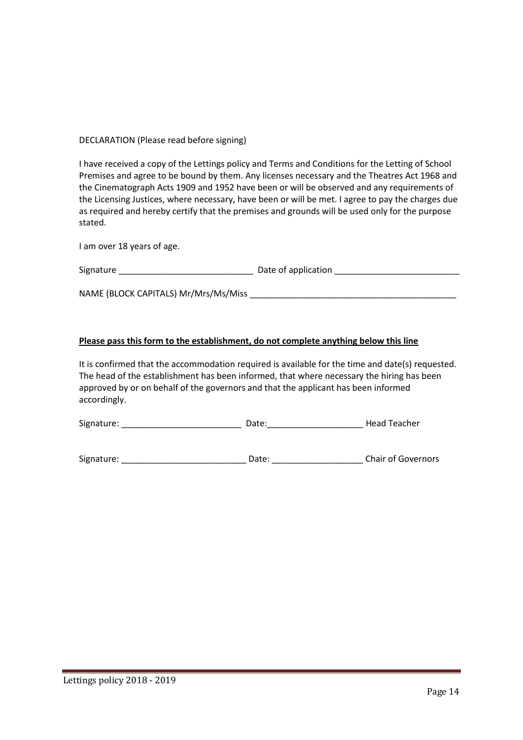DECLARATION (Please read before signing)

I have received a copy of the Lettings policy and Terms and Conditions for the Letting of School Premises and agree to be bound by them. Any licenses necessary and the Theatres Act 1968 and the Cinematograph Acts 1909 and 1952 have been or will be observed and any requirements of the Licensing Justices, where necessary, have been or will be met. I agree to pay the charges due as required and hereby certify that the premises and grounds will be used only for the purpose stated.

I am over 18 years of age.

Signature ___________________________ Date of application _________________________

NAME (BLOCK CAPITALS) Mr/Mrs/Ms/Miss ___________________________________________

**Please pass this form to the establishment, do not complete anything below this line**

It is confirmed that the accommodation required is available for the time and date(s) requested. The head of the establishment has been informed, that where necessary the hiring has been approved by or on behalf of the governors and that the applicant has been informed accordingly.

Signature: _________________________ Date:____________________ Head Teacher

Signature: __________________________ Date: ___________________ Chair of Governors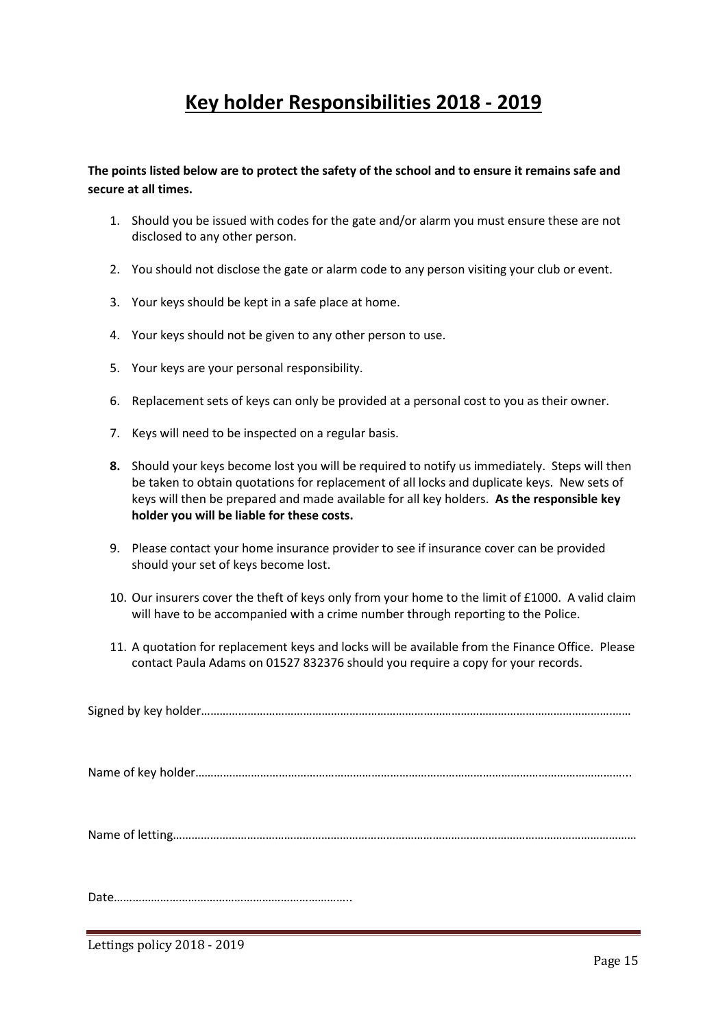# Key holder Responsibilities 2018 - 2019

**The points listed below are to protect the safety of the school and to ensure it remains safe and secure at all times.**

1. Should you be issued with codes for the gate and/or alarm you must ensure these are not disclosed to any other person.
2. You should not disclose the gate or alarm code to any person visiting your club or event.
3. Your keys should be kept in a safe place at home.
4. Your keys should not be given to any other person to use.
5. Your keys are your personal responsibility.
6. Replacement sets of keys can only be provided at a personal cost to you as their owner.
7. Keys will need to be inspected on a regular basis.
8. Should your keys become lost you will be required to notify us immediately. Steps will then be taken to obtain quotations for replacement of all locks and duplicate keys. New sets of keys will then be prepared and made available for all key holders. **As the responsible key holder you will be liable for these costs.**
9. Please contact your home insurance provider to see if insurance cover can be provided should your set of keys become lost.
10. Our insurers cover the theft of keys only from your home to the limit of £1000. A valid claim will have to be accompanied with a crime number through reporting to the Police.
11. A quotation for replacement keys and locks will be available from the Finance Office. Please contact Paula Adams on 01527 832376 should you require a copy for your records.

Signed by key holder………………………………………………………………………………………………………………………

Name of key holder……………………………………………………………………………………………………………………..

Name of letting……………………………………………………………………………………………………………………………

Date…………………………………………………………………..